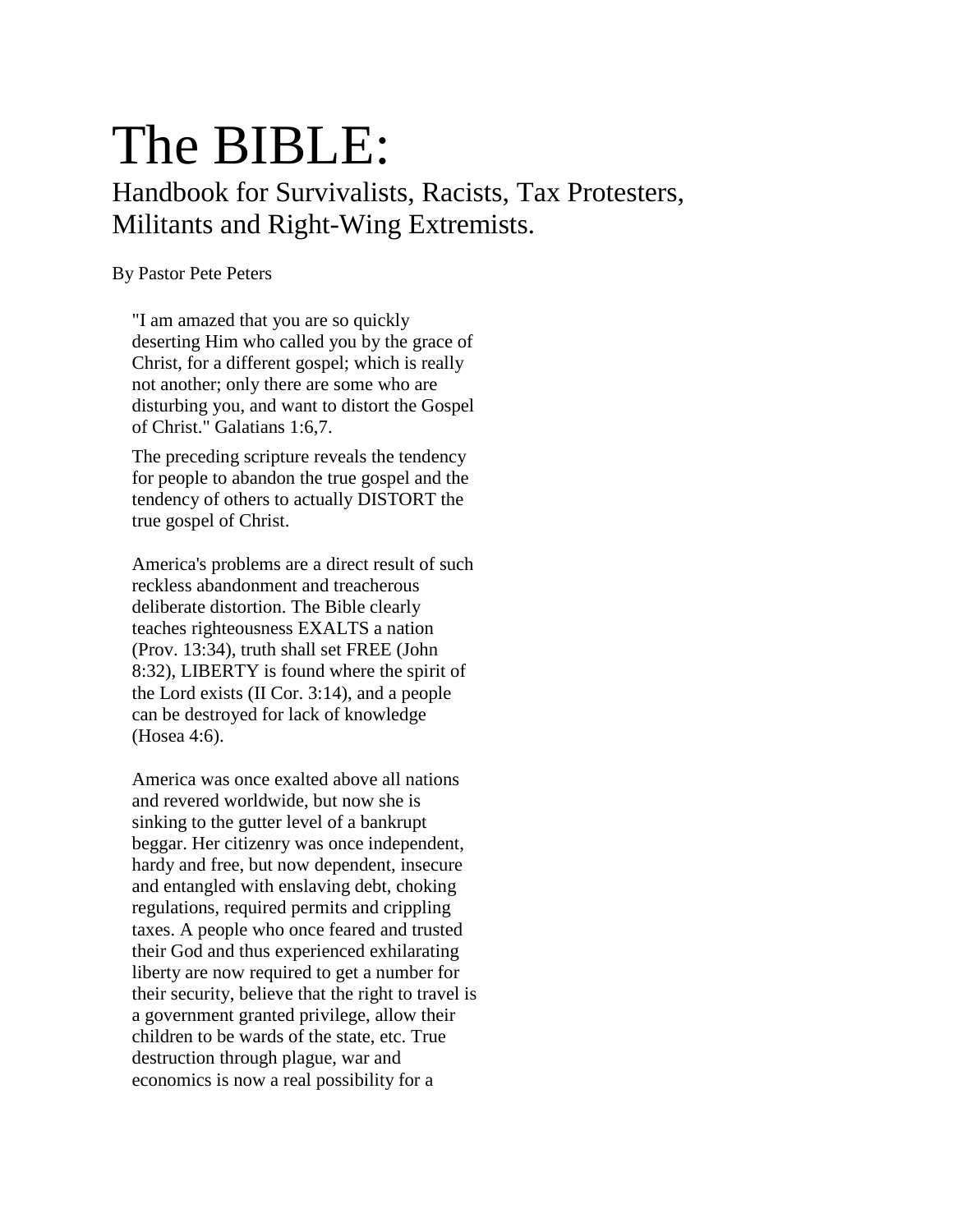# The BIBLE:

## Handbook for Survivalists, Racists, Tax Protesters, Militants and Right-Wing Extremists.

By Pastor Pete Peters

> "I am amazed that you are so quickly deserting Him who called you by the grace of Christ, for a different gospel; which is really not another; only there are some who are disturbing you, and want to distort the Gospel of Christ." Galatians 1:6,7.

The preceding scripture reveals the tendency for people to abandon the true gospel and the tendency of others to actually DISTORT the true gospel of Christ.

America's problems are a direct result of such reckless abandonment and treacherous deliberate distortion. The Bible clearly teaches righteousness EXALTS a nation (Prov. 13:34), truth shall set FREE (John 8:32), LIBERTY is found where the spirit of the Lord exists (II Cor. 3:14), and a people can be destroyed for lack of knowledge (Hosea 4:6).

America was once exalted above all nations and revered worldwide, but now she is sinking to the gutter level of a bankrupt beggar. Her citizenry was once independent, hardy and free, but now dependent, insecure and entangled with enslaving debt, choking regulations, required permits and crippling taxes. A people who once feared and trusted their God and thus experienced exhilarating liberty are now required to get a number for their security, believe that the right to travel is a government granted privilege, allow their children to be wards of the state, etc. True destruction through plague, war and economics is now a real possibility for a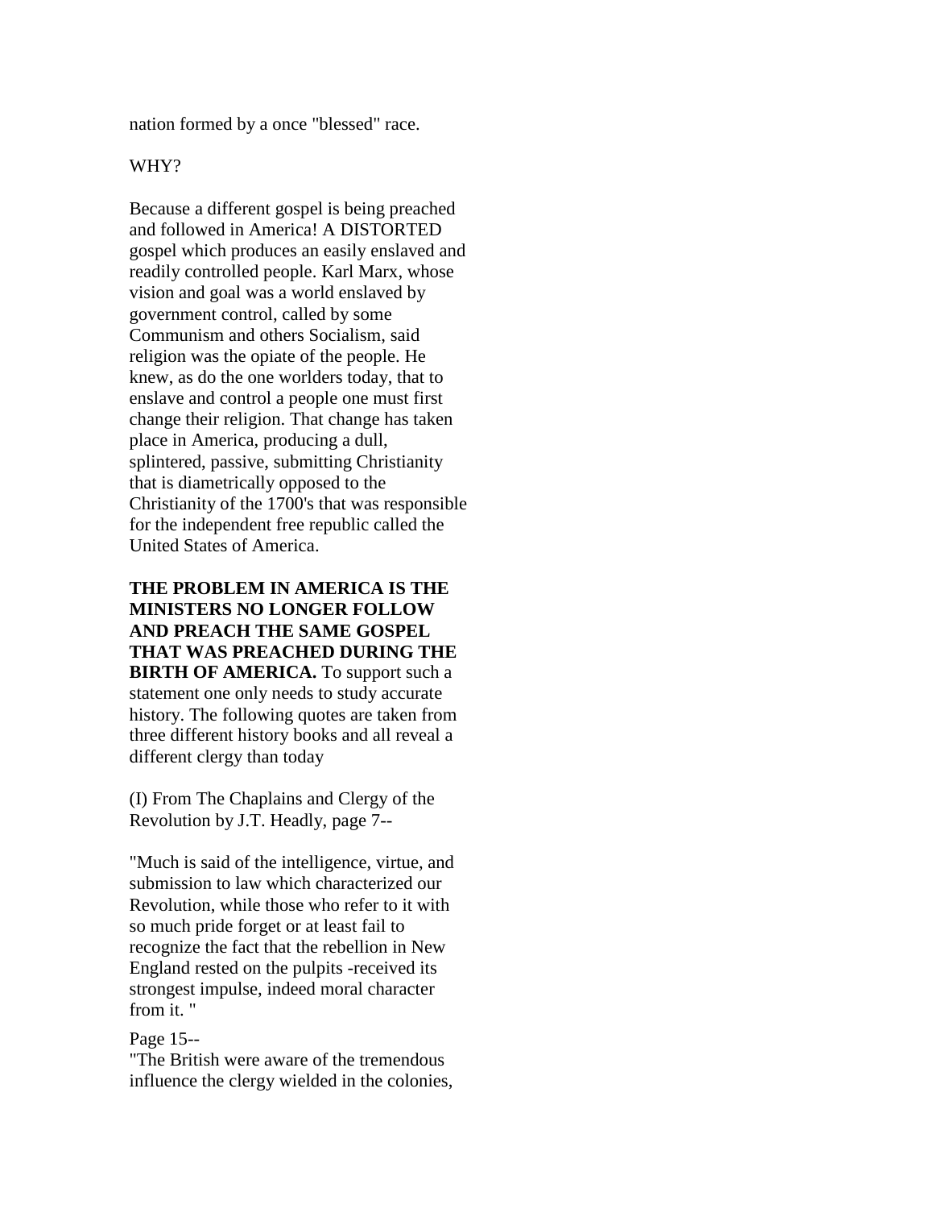nation formed by a once "blessed" race.

WHY?

Because a different gospel is being preached and followed in America! A DISTORTED gospel which produces an easily enslaved and readily controlled people. Karl Marx, whose vision and goal was a world enslaved by government control, called by some Communism and others Socialism, said religion was the opiate of the people. He knew, as do the one worlders today, that to enslave and control a people one must first change their religion. That change has taken place in America, producing a dull, splintered, passive, submitting Christianity that is diametrically opposed to the Christianity of the 1700's that was responsible for the independent free republic called the United States of America.

**THE PROBLEM IN AMERICA IS THE MINISTERS NO LONGER FOLLOW AND PREACH THE SAME GOSPEL THAT WAS PREACHED DURING THE BIRTH OF AMERICA.** To support such a statement one only needs to study accurate history. The following quotes are taken from three different history books and all reveal a different clergy than today

(I) From The Chaplains and Clergy of the Revolution by J.T. Headly, page 7--

"Much is said of the intelligence, virtue, and submission to law which characterized our Revolution, while those who refer to it with so much pride forget or at least fail to recognize the fact that the rebellion in New England rested on the pulpits -received its strongest impulse, indeed moral character from it. "

Page 15--
"The British were aware of the tremendous influence the clergy wielded in the colonies,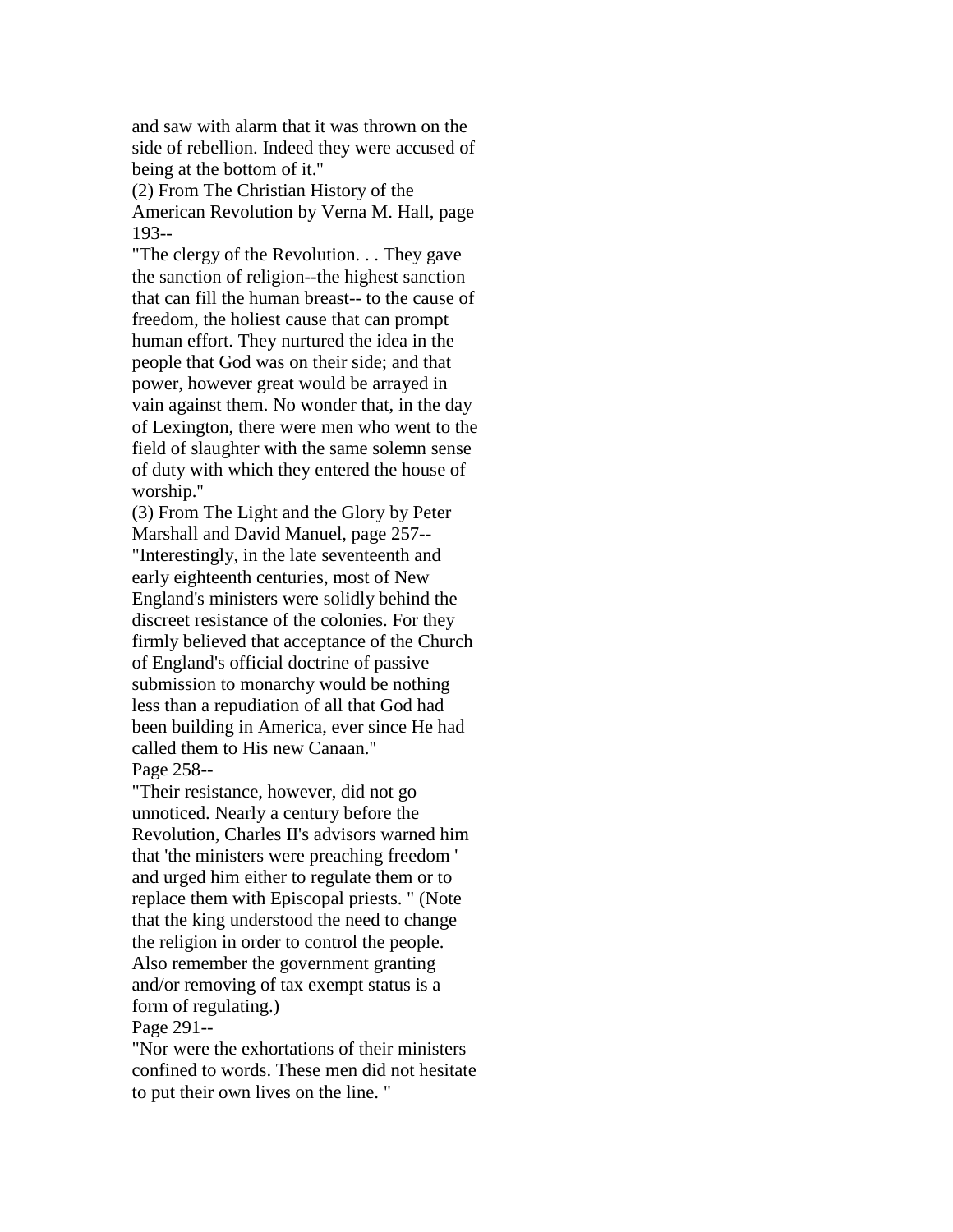and saw with alarm that it was thrown on the side of rebellion. Indeed they were accused of being at the bottom of it."

(2) From The Christian History of the American Revolution by Verna M. Hall, page 193--

"The clergy of the Revolution. . . They gave the sanction of religion--the highest sanction that can fill the human breast-- to the cause of freedom, the holiest cause that can prompt human effort. They nurtured the idea in the people that God was on their side; and that power, however great would be arrayed in vain against them. No wonder that, in the day of Lexington, there were men who went to the field of slaughter with the same solemn sense of duty with which they entered the house of worship."

(3) From The Light and the Glory by Peter Marshall and David Manuel, page 257--

"Interestingly, in the late seventeenth and early eighteenth centuries, most of New England's ministers were solidly behind the discreet resistance of the colonies. For they firmly believed that acceptance of the Church of England's official doctrine of passive submission to monarchy would be nothing less than a repudiation of all that God had been building in America, ever since He had called them to His new Canaan."

Page 258--

"Their resistance, however, did not go unnoticed. Nearly a century before the Revolution, Charles II's advisors warned him that 'the ministers were preaching freedom ' and urged him either to regulate them or to replace them with Episcopal priests. " (Note that the king understood the need to change the religion in order to control the people. Also remember the government granting and/or removing of tax exempt status is a form of regulating.)

Page 291--

"Nor were the exhortations of their ministers confined to words. These men did not hesitate to put their own lives on the line. "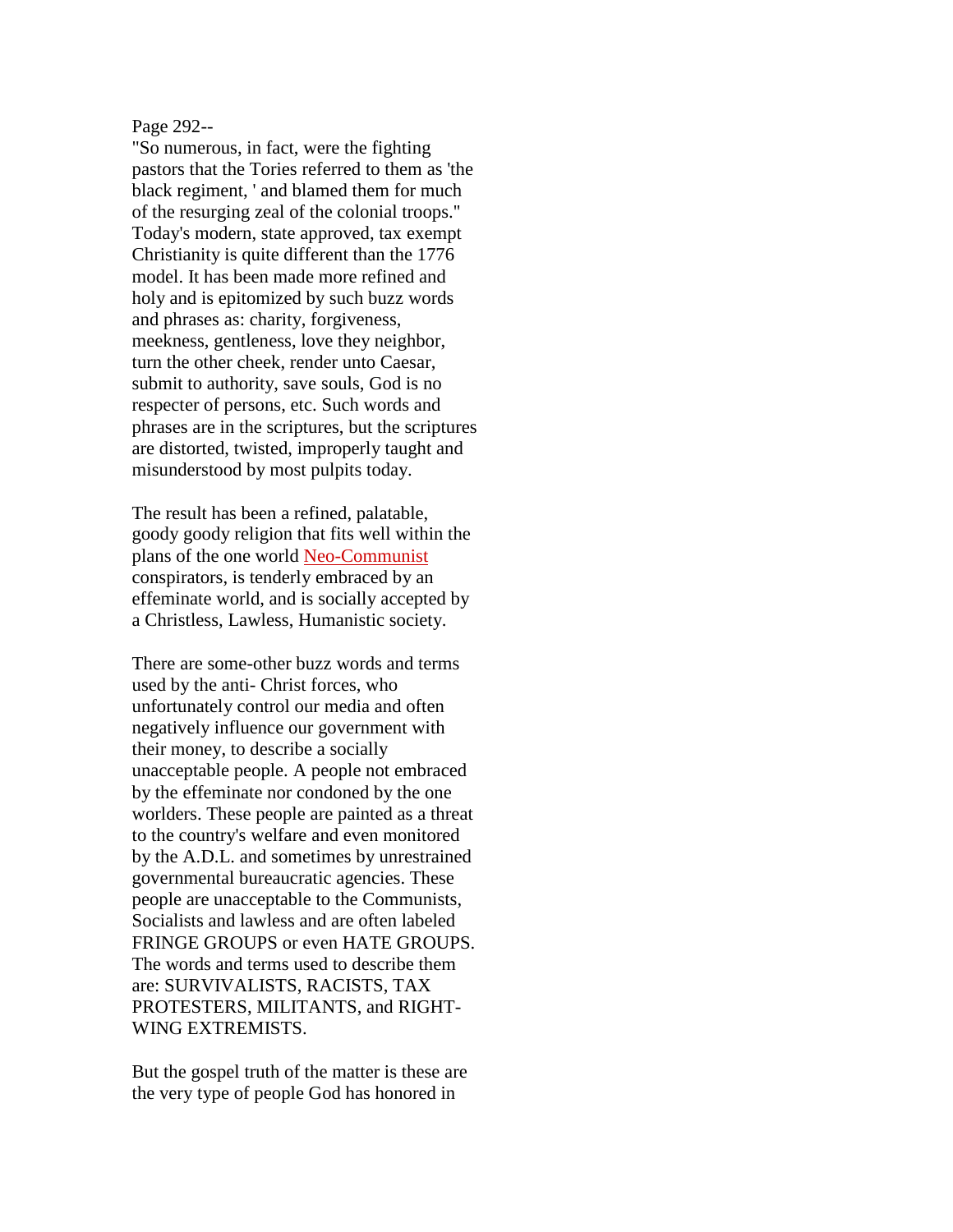Page 292--

"So numerous, in fact, were the fighting pastors that the Tories referred to them as 'the black regiment, ' and blamed them for much of the resurging zeal of the colonial troops." Today's modern, state approved, tax exempt Christianity is quite different than the 1776 model. It has been made more refined and holy and is epitomized by such buzz words and phrases as: charity, forgiveness, meekness, gentleness, love they neighbor, turn the other cheek, render unto Caesar, submit to authority, save souls, God is no respecter of persons, etc. Such words and phrases are in the scriptures, but the scriptures are distorted, twisted, improperly taught and misunderstood by most pulpits today.

The result has been a refined, palatable, goody goody religion that fits well within the plans of the one world Neo-Communist conspirators, is tenderly embraced by an effeminate world, and is socially accepted by a Christless, Lawless, Humanistic society.

There are some-other buzz words and terms used by the anti- Christ forces, who unfortunately control our media and often negatively influence our government with their money, to describe a socially unacceptable people. A people not embraced by the effeminate nor condoned by the one worlders. These people are painted as a threat to the country's welfare and even monitored by the A.D.L. and sometimes by unrestrained governmental bureaucratic agencies. These people are unacceptable to the Communists, Socialists and lawless and are often labeled FRINGE GROUPS or even HATE GROUPS. The words and terms used to describe them are: SURVIVALISTS, RACISTS, TAX PROTESTERS, MILITANTS, and RIGHT-WING EXTREMISTS.

But the gospel truth of the matter is these are the very type of people God has honored in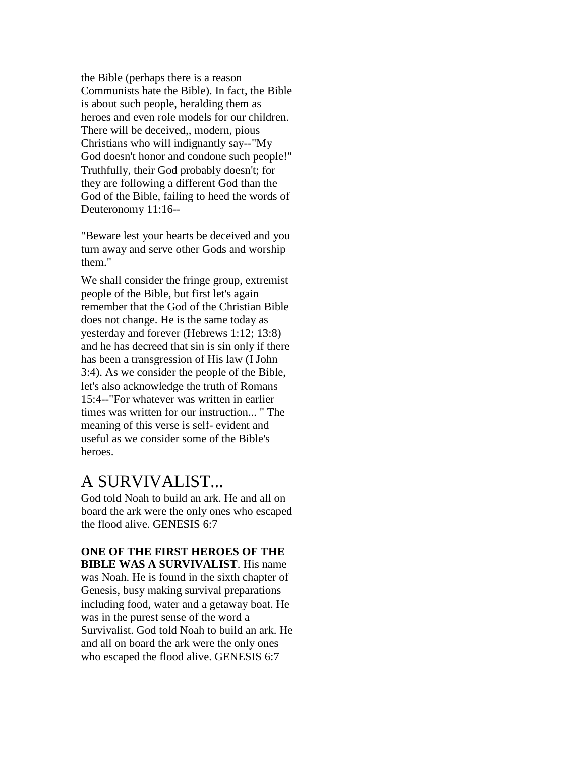the Bible (perhaps there is a reason Communists hate the Bible). In fact, the Bible is about such people, heralding them as heroes and even role models for our children. There will be deceived,, modern, pious Christians who will indignantly say--"My God doesn't honor and condone such people!" Truthfully, their God probably doesn't; for they are following a different God than the God of the Bible, failing to heed the words of Deuteronomy 11:16--

"Beware lest your hearts be deceived and you turn away and serve other Gods and worship them."

We shall consider the fringe group, extremist people of the Bible, but first let's again remember that the God of the Christian Bible does not change. He is the same today as yesterday and forever (Hebrews 1:12; 13:8) and he has decreed that sin is sin only if there has been a transgression of His law (I John 3:4). As we consider the people of the Bible, let's also acknowledge the truth of Romans 15:4--"For whatever was written in earlier times was written for our instruction... " The meaning of this verse is self- evident and useful as we consider some of the Bible's heroes.

## A SURVIVALIST...

God told Noah to build an ark. He and all on board the ark were the only ones who escaped the flood alive. GENESIS 6:7

**ONE OF THE FIRST HEROES OF THE BIBLE WAS A SURVIVALIST**. His name was Noah. He is found in the sixth chapter of Genesis, busy making survival preparations including food, water and a getaway boat. He was in the purest sense of the word a Survivalist. God told Noah to build an ark. He and all on board the ark were the only ones who escaped the flood alive. GENESIS 6:7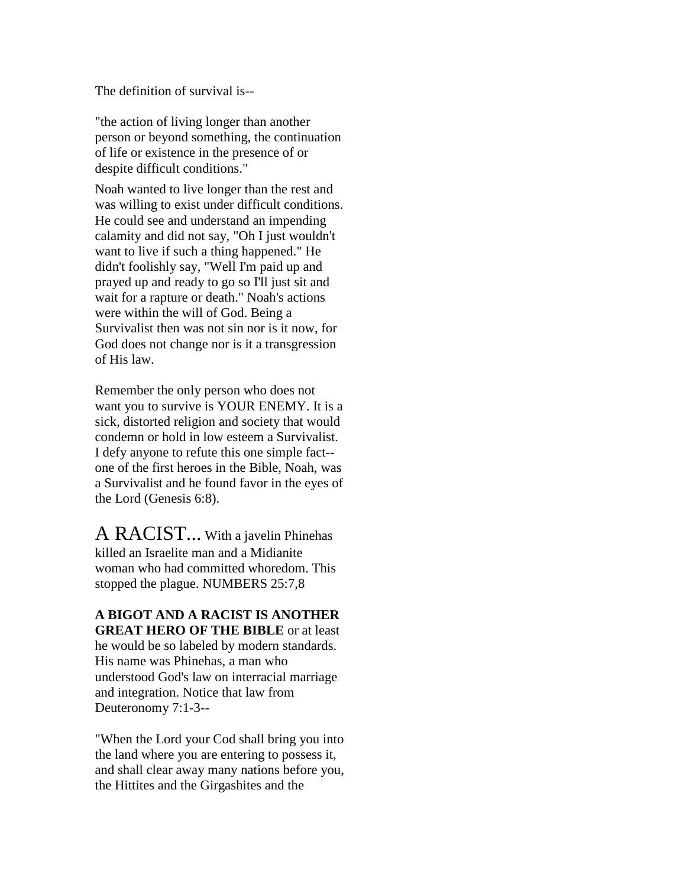The definition of survival is--

"the action of living longer than another person or beyond something, the continuation of life or existence in the presence of or despite difficult conditions."

Noah wanted to live longer than the rest and was willing to exist under difficult conditions. He could see and understand an impending calamity and did not say, "Oh I just wouldn't want to live if such a thing happened." He didn't foolishly say, "Well I'm paid up and prayed up and ready to go so I'll just sit and wait for a rapture or death." Noah's actions were within the will of God. Being a Survivalist then was not sin nor is it now, for God does not change nor is it a transgression of His law.

Remember the only person who does not want you to survive is YOUR ENEMY. It is a sick, distorted religion and society that would condemn or hold in low esteem a Survivalist. I defy anyone to refute this one simple fact--one of the first heroes in the Bible, Noah, was a Survivalist and he found favor in the eyes of the Lord (Genesis 6:8).

A RACIST... With a javelin Phinehas killed an Israelite man and a Midianite woman who had committed whoredom. This stopped the plague. NUMBERS 25:7,8

**A BIGOT AND A RACIST IS ANOTHER GREAT HERO OF THE BIBLE** or at least he would be so labeled by modern standards. His name was Phinehas, a man who understood God's law on interracial marriage and integration. Notice that law from Deuteronomy 7:1-3--

"When the Lord your Cod shall bring you into the land where you are entering to possess it, and shall clear away many nations before you, the Hittites and the Girgashites and the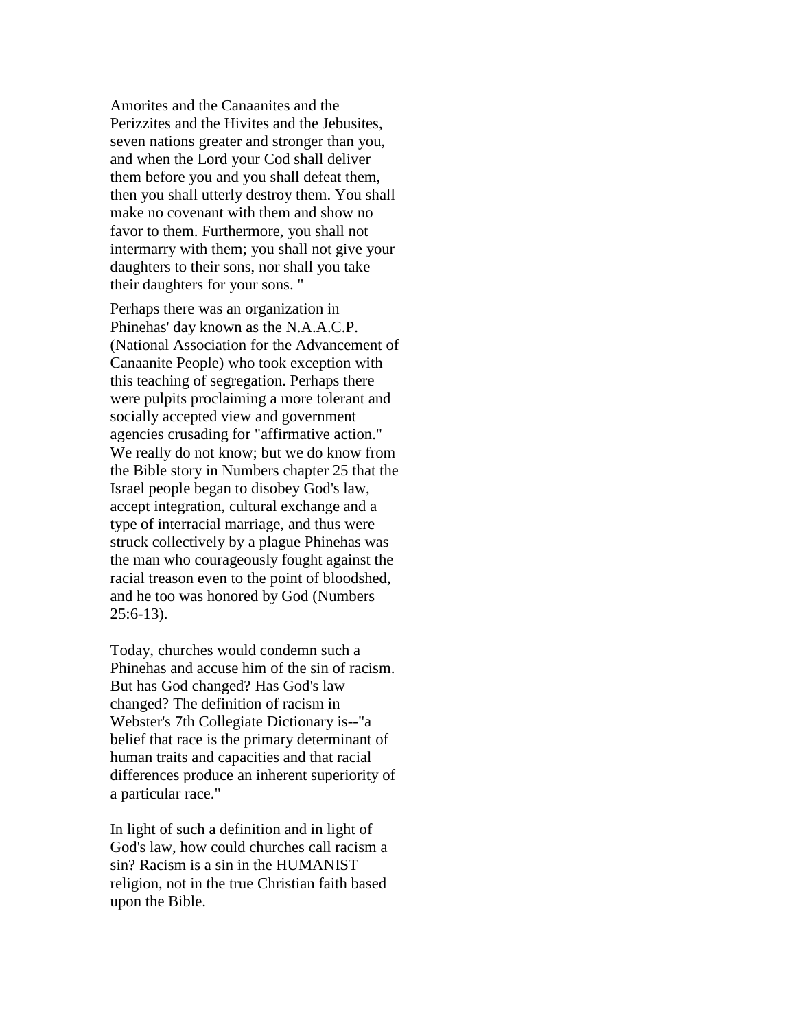Amorites and the Canaanites and the Perizzites and the Hivites and the Jebusites, seven nations greater and stronger than you, and when the Lord your Cod shall deliver them before you and you shall defeat them, then you shall utterly destroy them. You shall make no covenant with them and show no favor to them. Furthermore, you shall not intermarry with them; you shall not give your daughters to their sons, nor shall you take their daughters for your sons. "

Perhaps there was an organization in Phinehas' day known as the N.A.A.C.P. (National Association for the Advancement of Canaanite People) who took exception with this teaching of segregation. Perhaps there were pulpits proclaiming a more tolerant and socially accepted view and government agencies crusading for "affirmative action." We really do not know; but we do know from the Bible story in Numbers chapter 25 that the Israel people began to disobey God's law, accept integration, cultural exchange and a type of interracial marriage, and thus were struck collectively by a plague Phinehas was the man who courageously fought against the racial treason even to the point of bloodshed, and he too was honored by God (Numbers 25:6-13).

Today, churches would condemn such a Phinehas and accuse him of the sin of racism. But has God changed? Has God's law changed? The definition of racism in Webster's 7th Collegiate Dictionary is--"a belief that race is the primary determinant of human traits and capacities and that racial differences produce an inherent superiority of a particular race."

In light of such a definition and in light of God's law, how could churches call racism a sin? Racism is a sin in the HUMANIST religion, not in the true Christian faith based upon the Bible.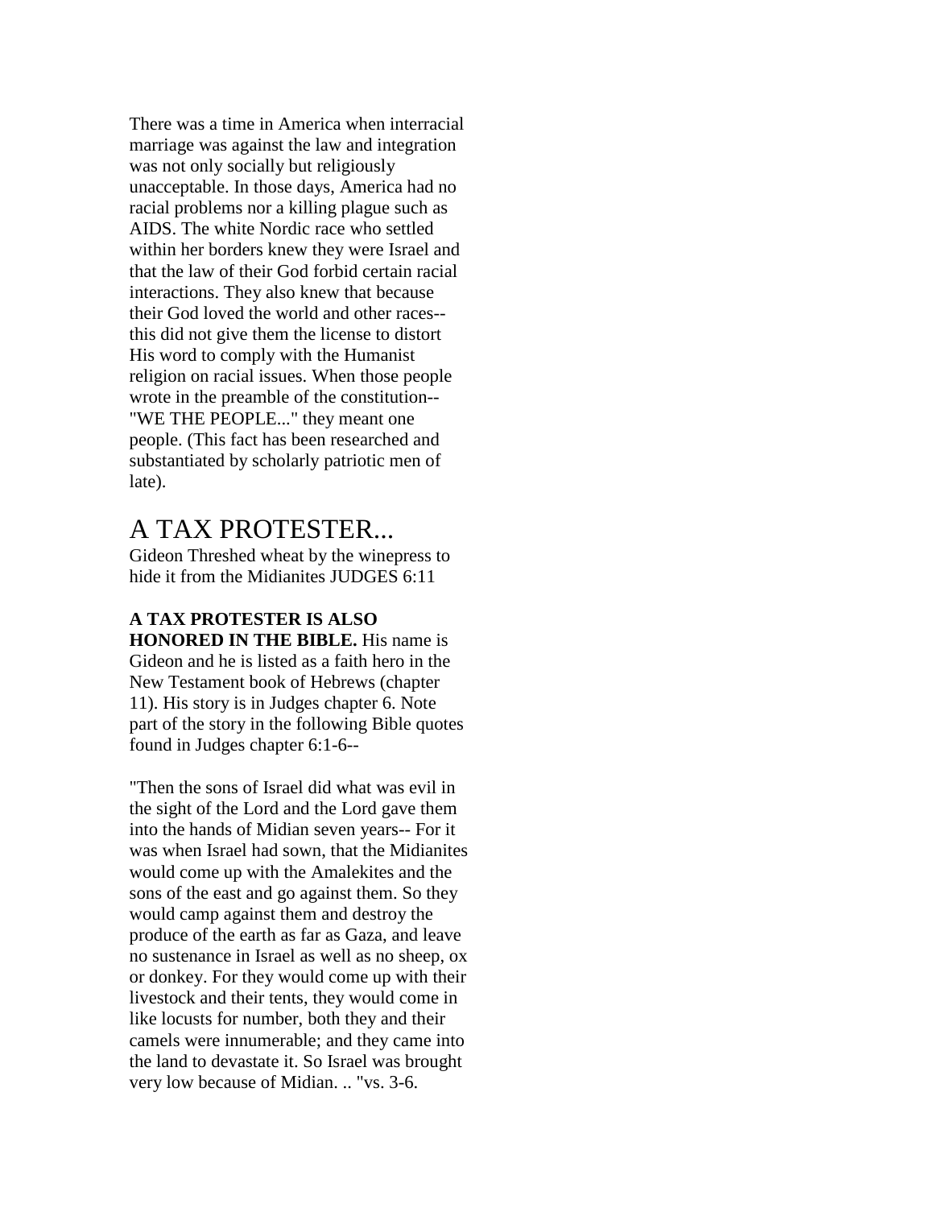There was a time in America when interracial marriage was against the law and integration was not only socially but religiously unacceptable. In those days, America had no racial problems nor a killing plague such as AIDS. The white Nordic race who settled within her borders knew they were Israel and that the law of their God forbid certain racial interactions. They also knew that because their God loved the world and other races-- this did not give them the license to distort His word to comply with the Humanist religion on racial issues. When those people wrote in the preamble of the constitution-- "WE THE PEOPLE..." they meant one people. (This fact has been researched and substantiated by scholarly patriotic men of late).

## A TAX PROTESTER...

Gideon Threshed wheat by the winepress to hide it from the Midianites JUDGES 6:11

**A TAX PROTESTER IS ALSO HONORED IN THE BIBLE.** His name is Gideon and he is listed as a faith hero in the New Testament book of Hebrews (chapter 11). His story is in Judges chapter 6. Note part of the story in the following Bible quotes found in Judges chapter 6:1-6--

"Then the sons of Israel did what was evil in the sight of the Lord and the Lord gave them into the hands of Midian seven years-- For it was when Israel had sown, that the Midianites would come up with the Amalekites and the sons of the east and go against them. So they would camp against them and destroy the produce of the earth as far as Gaza, and leave no sustenance in Israel as well as no sheep, ox or donkey. For they would come up with their livestock and their tents, they would come in like locusts for number, both they and their camels were innumerable; and they came into the land to devastate it. So Israel was brought very low because of Midian. .. "vs. 3-6.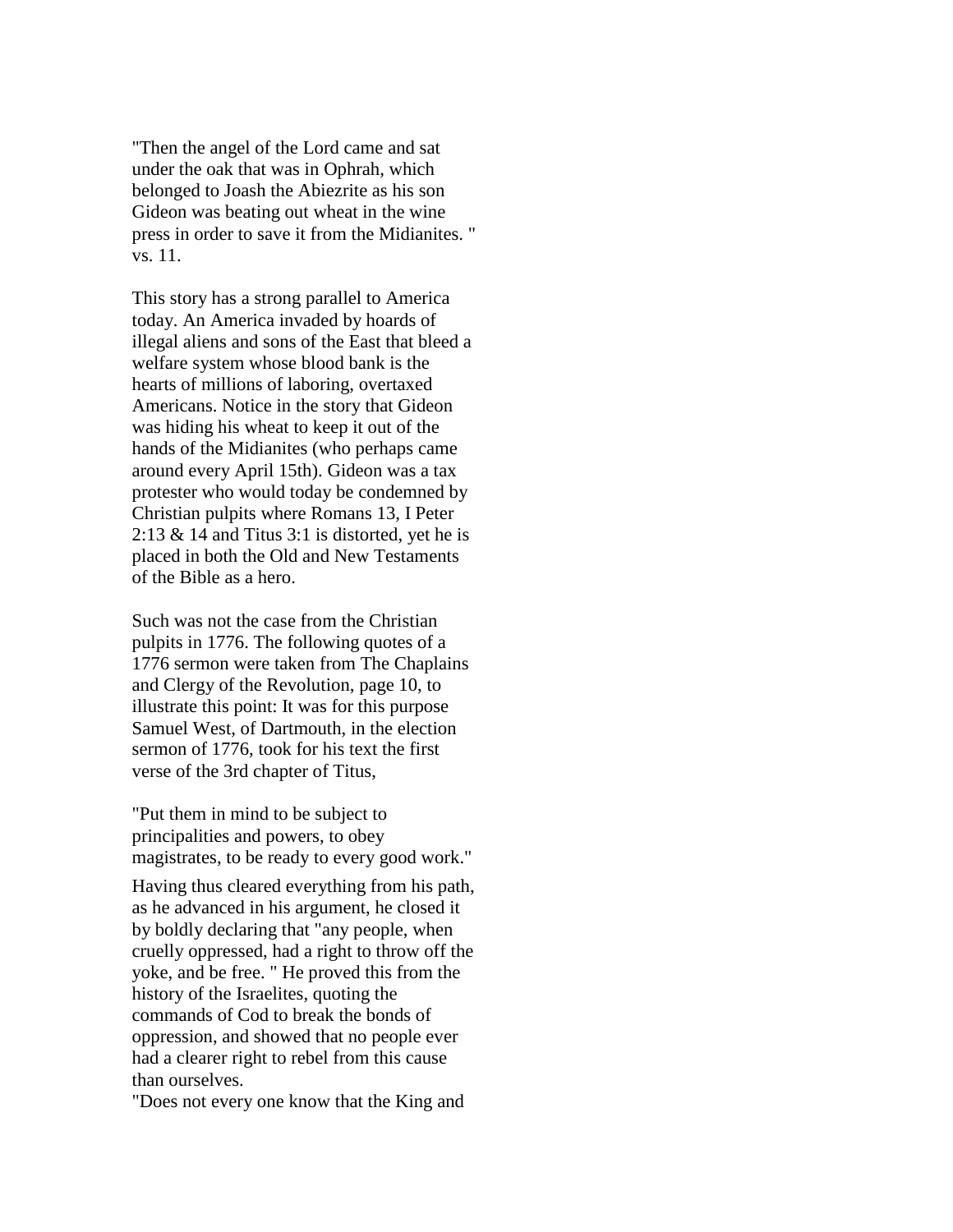"Then the angel of the Lord came and sat under the oak that was in Ophrah, which belonged to Joash the Abiezrite as his son Gideon was beating out wheat in the wine press in order to save it from the Midianites. " vs. 11.

This story has a strong parallel to America today. An America invaded by hoards of illegal aliens and sons of the East that bleed a welfare system whose blood bank is the hearts of millions of laboring, overtaxed Americans. Notice in the story that Gideon was hiding his wheat to keep it out of the hands of the Midianites (who perhaps came around every April 15th). Gideon was a tax protester who would today be condemned by Christian pulpits where Romans 13, I Peter 2:13 & 14 and Titus 3:1 is distorted, yet he is placed in both the Old and New Testaments of the Bible as a hero.

Such was not the case from the Christian pulpits in 1776. The following quotes of a 1776 sermon were taken from The Chaplains and Clergy of the Revolution, page 10, to illustrate this point: It was for this purpose Samuel West, of Dartmouth, in the election sermon of 1776, took for his text the first verse of the 3rd chapter of Titus,

"Put them in mind to be subject to principalities and powers, to obey magistrates, to be ready to every good work."

Having thus cleared everything from his path, as he advanced in his argument, he closed it by boldly declaring that "any people, when cruelly oppressed, had a right to throw off the yoke, and be free. " He proved this from the history of the Israelites, quoting the commands of Cod to break the bonds of oppression, and showed that no people ever had a clearer right to rebel from this cause than ourselves.

"Does not every one know that the King and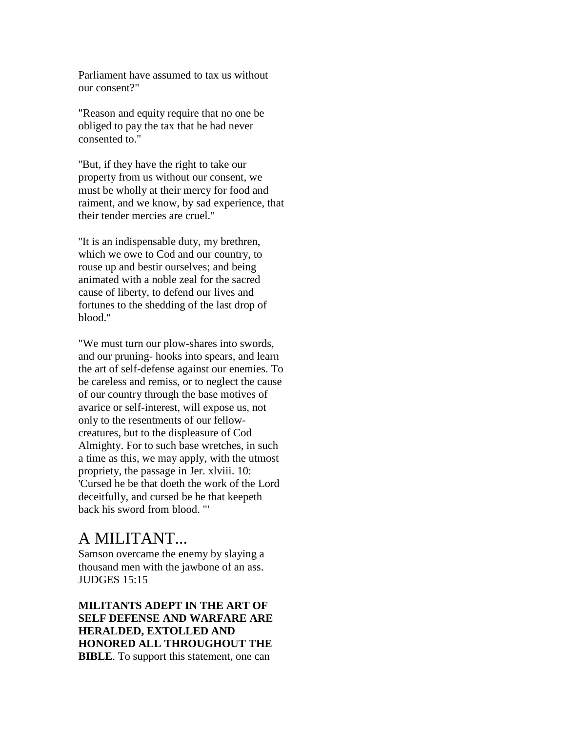Parliament have assumed to tax us without our consent?"

"Reason and equity require that no one be obliged to pay the tax that he had never consented to."

"But, if they have the right to take our property from us without our consent, we must be wholly at their mercy for food and raiment, and we know, by sad experience, that their tender mercies are cruel."

"It is an indispensable duty, my brethren, which we owe to Cod and our country, to rouse up and bestir ourselves; and being animated with a noble zeal for the sacred cause of liberty, to defend our lives and fortunes to the shedding of the last drop of blood."

"We must turn our plow-shares into swords, and our pruning- hooks into spears, and learn the art of self-defense against our enemies. To be careless and remiss, or to neglect the cause of our country through the base motives of avarice or self-interest, will expose us, not only to the resentments of our fellow-creatures, but to the displeasure of Cod Almighty. For to such base wretches, in such a time as this, we may apply, with the utmost propriety, the passage in Jer. xlviii. 10: 'Cursed he be that doeth the work of the Lord deceitfully, and cursed be he that keepeth back his sword from blood. '"

## A MILITANT...

Samson overcame the enemy by slaying a thousand men with the jawbone of an ass. JUDGES 15:15

**MILITANTS ADEPT IN THE ART OF SELF DEFENSE AND WARFARE ARE HERALDED, EXTOLLED AND HONORED ALL THROUGHOUT THE BIBLE**. To support this statement, one can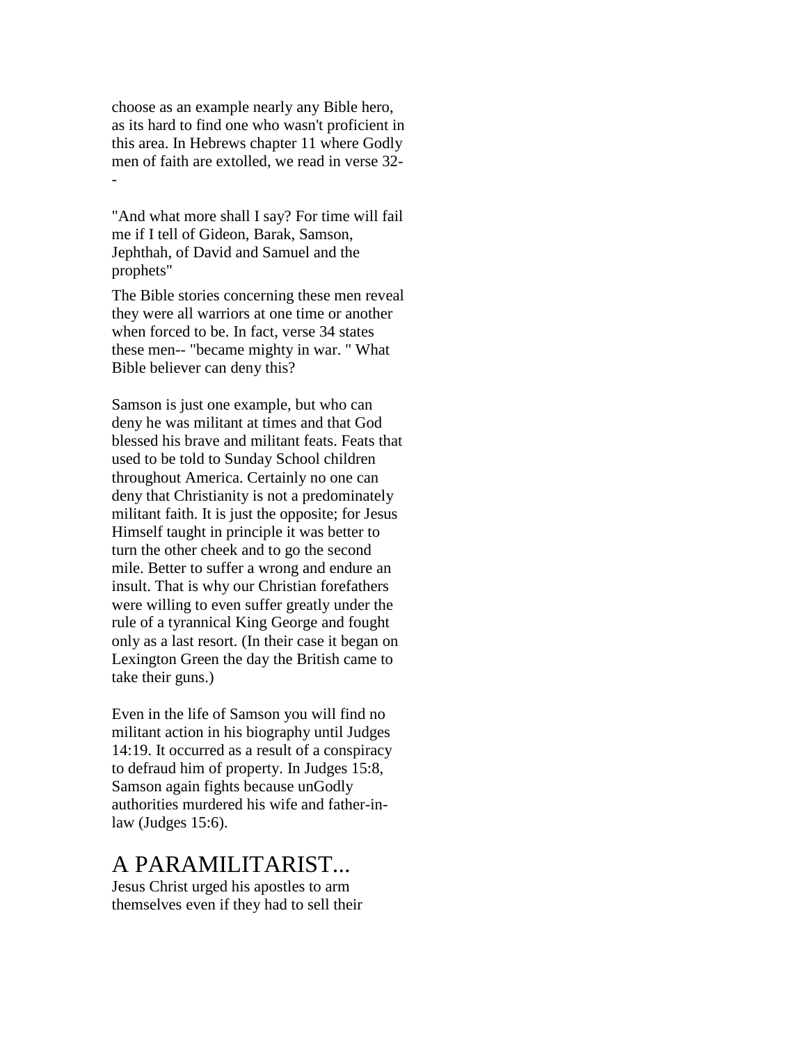choose as an example nearly any Bible hero, as its hard to find one who wasn't proficient in this area. In Hebrews chapter 11 where Godly men of faith are extolled, we read in verse 32--

"And what more shall I say? For time will fail me if I tell of Gideon, Barak, Samson, Jephthah, of David and Samuel and the prophets"

The Bible stories concerning these men reveal they were all warriors at one time or another when forced to be. In fact, verse 34 states these men-- "became mighty in war. " What Bible believer can deny this?

Samson is just one example, but who can deny he was militant at times and that God blessed his brave and militant feats. Feats that used to be told to Sunday School children throughout America. Certainly no one can deny that Christianity is not a predominately militant faith. It is just the opposite; for Jesus Himself taught in principle it was better to turn the other cheek and to go the second mile. Better to suffer a wrong and endure an insult. That is why our Christian forefathers were willing to even suffer greatly under the rule of a tyrannical King George and fought only as a last resort. (In their case it began on Lexington Green the day the British came to take their guns.)

Even in the life of Samson you will find no militant action in his biography until Judges 14:19. It occurred as a result of a conspiracy to defraud him of property. In Judges 15:8, Samson again fights because unGodly authorities murdered his wife and father-in-law (Judges 15:6).

## A PARAMILITARIST...

Jesus Christ urged his apostles to arm themselves even if they had to sell their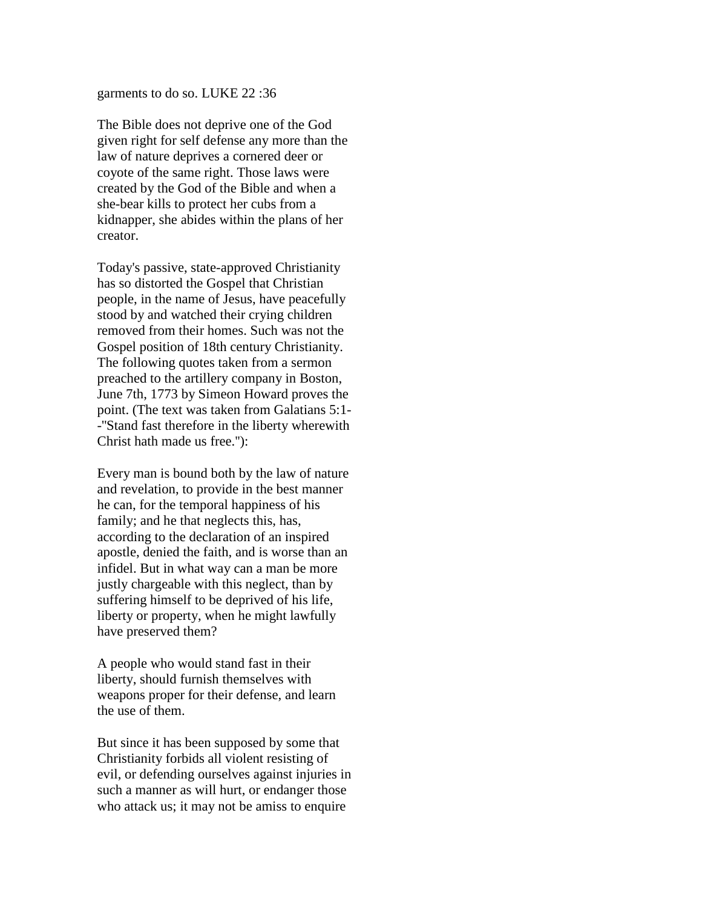garments to do so. LUKE 22 :36

The Bible does not deprive one of the God given right for self defense any more than the law of nature deprives a cornered deer or coyote of the same right. Those laws were created by the God of the Bible and when a she-bear kills to protect her cubs from a kidnapper, she abides within the plans of her creator.

Today's passive, state-approved Christianity has so distorted the Gospel that Christian people, in the name of Jesus, have peacefully stood by and watched their crying children removed from their homes. Such was not the Gospel position of 18th century Christianity. The following quotes taken from a sermon preached to the artillery company in Boston, June 7th, 1773 by Simeon Howard proves the point. (The text was taken from Galatians 5:1--"Stand fast therefore in the liberty wherewith Christ hath made us free."):

Every man is bound both by the law of nature and revelation, to provide in the best manner he can, for the temporal happiness of his family; and he that neglects this, has, according to the declaration of an inspired apostle, denied the faith, and is worse than an infidel. But in what way can a man be more justly chargeable with this neglect, than by suffering himself to be deprived of his life, liberty or property, when he might lawfully have preserved them?

A people who would stand fast in their liberty, should furnish themselves with weapons proper for their defense, and learn the use of them.

But since it has been supposed by some that Christianity forbids all violent resisting of evil, or defending ourselves against injuries in such a manner as will hurt, or endanger those who attack us; it may not be amiss to enquire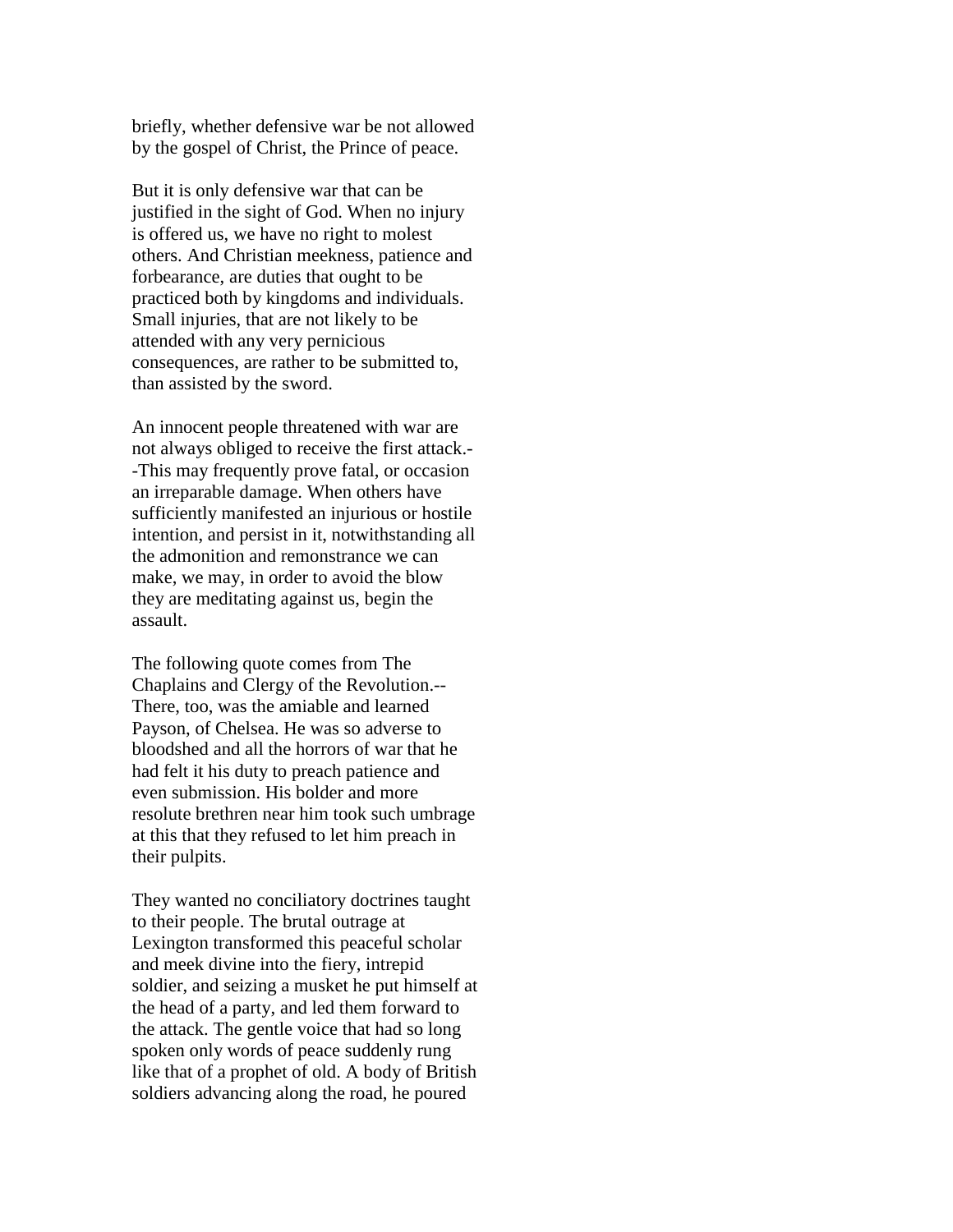briefly, whether defensive war be not allowed by the gospel of Christ, the Prince of peace.

But it is only defensive war that can be justified in the sight of God. When no injury is offered us, we have no right to molest others. And Christian meekness, patience and forbearance, are duties that ought to be practiced both by kingdoms and individuals. Small injuries, that are not likely to be attended with any very pernicious consequences, are rather to be submitted to, than assisted by the sword.

An innocent people threatened with war are not always obliged to receive the first attack.--This may frequently prove fatal, or occasion an irreparable damage. When others have sufficiently manifested an injurious or hostile intention, and persist in it, notwithstanding all the admonition and remonstrance we can make, we may, in order to avoid the blow they are meditating against us, begin the assault.

The following quote comes from The Chaplains and Clergy of the Revolution.-- There, too, was the amiable and learned Payson, of Chelsea. He was so adverse to bloodshed and all the horrors of war that he had felt it his duty to preach patience and even submission. His bolder and more resolute brethren near him took such umbrage at this that they refused to let him preach in their pulpits.

They wanted no conciliatory doctrines taught to their people. The brutal outrage at Lexington transformed this peaceful scholar and meek divine into the fiery, intrepid soldier, and seizing a musket he put himself at the head of a party, and led them forward to the attack. The gentle voice that had so long spoken only words of peace suddenly rung like that of a prophet of old. A body of British soldiers advancing along the road, he poured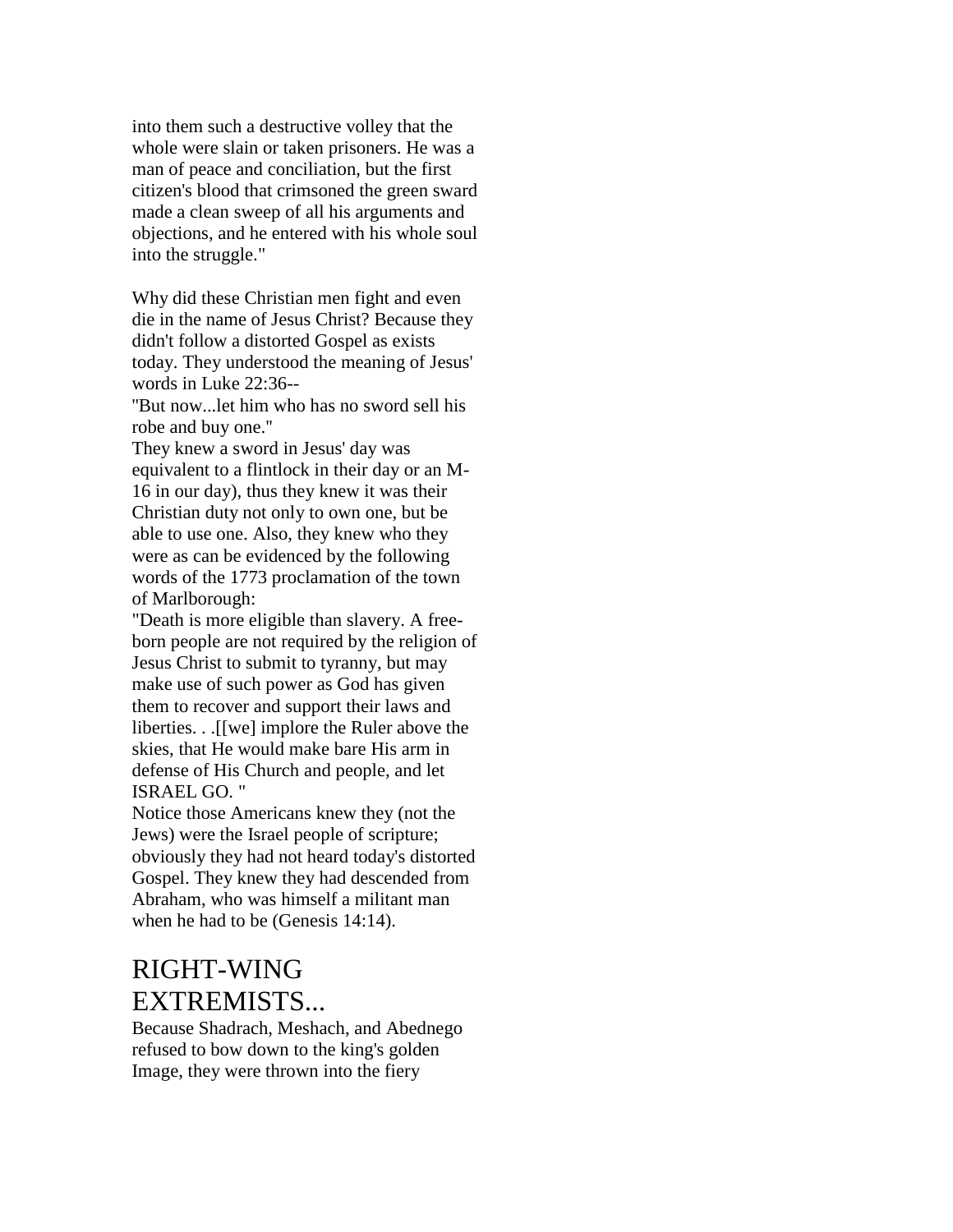into them such a destructive volley that the whole were slain or taken prisoners. He was a man of peace and conciliation, but the first citizen's blood that crimsoned the green sward made a clean sweep of all his arguments and objections, and he entered with his whole soul into the struggle."

Why did these Christian men fight and even die in the name of Jesus Christ? Because they didn't follow a distorted Gospel as exists today. They understood the meaning of Jesus' words in Luke 22:36--
"But now...let him who has no sword sell his robe and buy one."
They knew a sword in Jesus' day was equivalent to a flintlock in their day or an M-16 in our day), thus they knew it was their Christian duty not only to own one, but be able to use one. Also, they knew who they were as can be evidenced by the following words of the 1773 proclamation of the town of Marlborough:
"Death is more eligible than slavery. A free-born people are not required by the religion of Jesus Christ to submit to tyranny, but may make use of such power as God has given them to recover and support their laws and liberties. . .[[we] implore the Ruler above the skies, that He would make bare His arm in defense of His Church and people, and let ISRAEL GO. "
Notice those Americans knew they (not the Jews) were the Israel people of scripture; obviously they had not heard today's distorted Gospel. They knew they had descended from Abraham, who was himself a militant man when he had to be (Genesis 14:14).

## RIGHT-WING EXTREMISTS...

Because Shadrach, Meshach, and Abednego refused to bow down to the king's golden Image, they were thrown into the fiery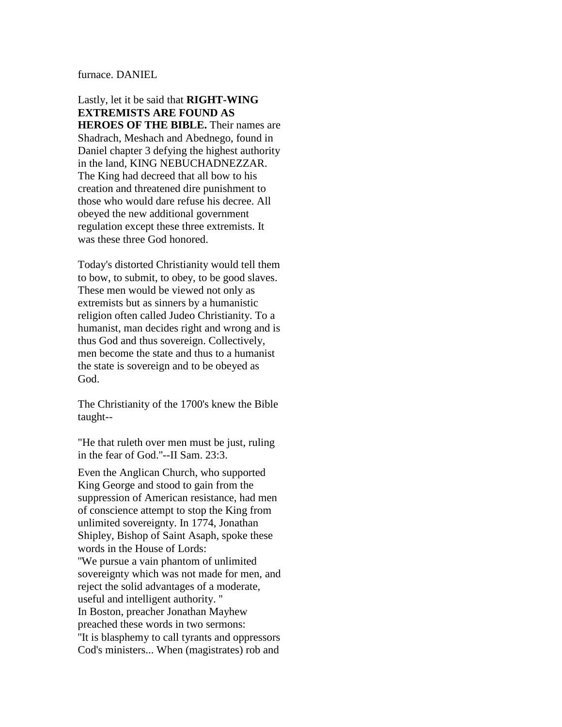furnace. DANIEL

Lastly, let it be said that **RIGHT-WING EXTREMISTS ARE FOUND AS HEROES OF THE BIBLE.** Their names are Shadrach, Meshach and Abednego, found in Daniel chapter 3 defying the highest authority in the land, KING NEBUCHADNEZZAR. The King had decreed that all bow to his creation and threatened dire punishment to those who would dare refuse his decree. All obeyed the new additional government regulation except these three extremists. It was these three God honored.

Today's distorted Christianity would tell them to bow, to submit, to obey, to be good slaves. These men would be viewed not only as extremists but as sinners by a humanistic religion often called Judeo Christianity. To a humanist, man decides right and wrong and is thus God and thus sovereign. Collectively, men become the state and thus to a humanist the state is sovereign and to be obeyed as God.

The Christianity of the 1700's knew the Bible taught--

"He that ruleth over men must be just, ruling in the fear of God."--II Sam. 23:3.

Even the Anglican Church, who supported King George and stood to gain from the suppression of American resistance, had men of conscience attempt to stop the King from unlimited sovereignty. In 1774, Jonathan Shipley, Bishop of Saint Asaph, spoke these words in the House of Lords:
"We pursue a vain phantom of unlimited sovereignty which was not made for men, and reject the solid advantages of a moderate, useful and intelligent authority. "
In Boston, preacher Jonathan Mayhew preached these words in two sermons:
"It is blasphemy to call tyrants and oppressors Cod's ministers... When (magistrates) rob and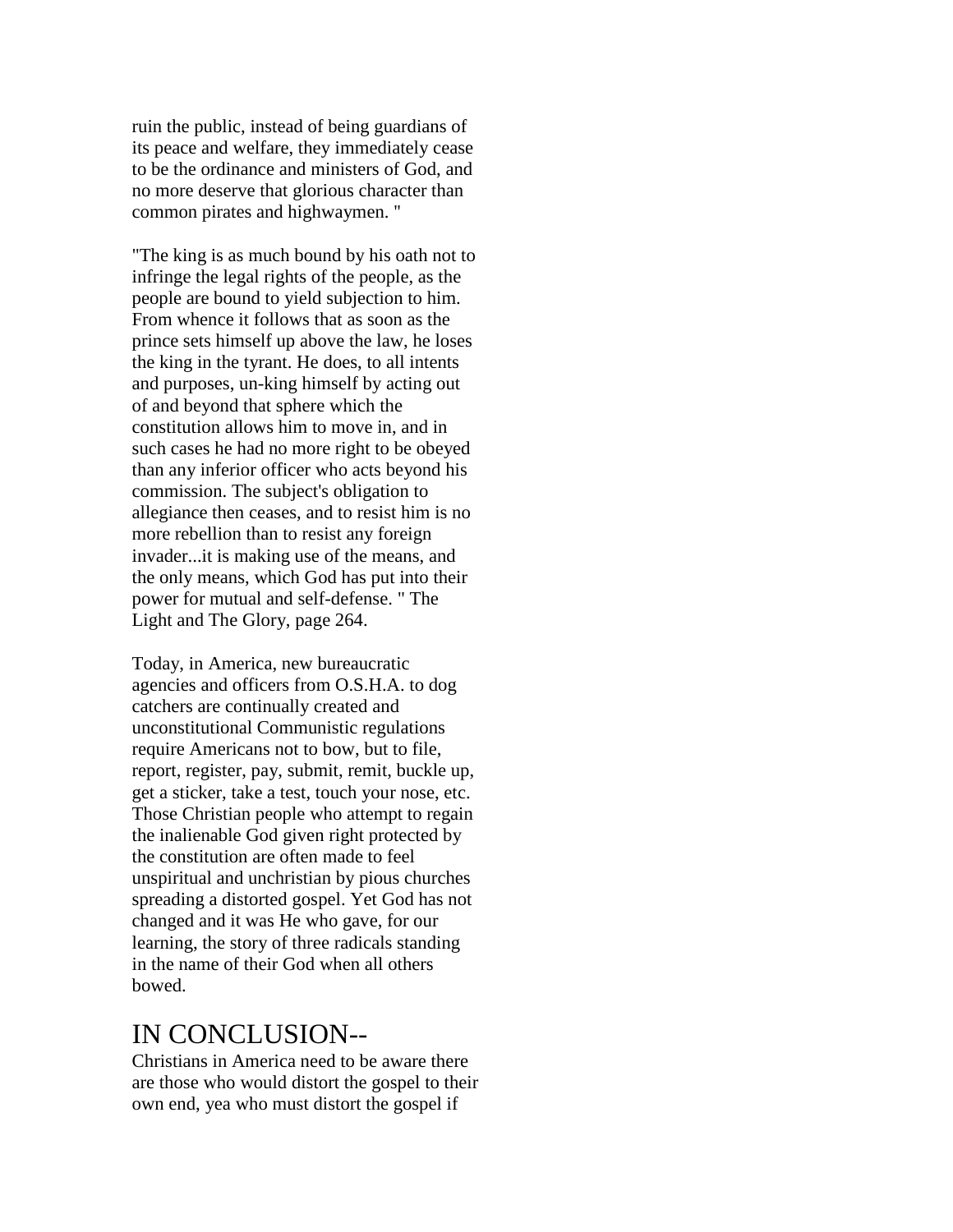ruin the public, instead of being guardians of its peace and welfare, they immediately cease to be the ordinance and ministers of God, and no more deserve that glorious character than common pirates and highwaymen. "

"The king is as much bound by his oath not to infringe the legal rights of the people, as the people are bound to yield subjection to him. From whence it follows that as soon as the prince sets himself up above the law, he loses the king in the tyrant. He does, to all intents and purposes, un-king himself by acting out of and beyond that sphere which the constitution allows him to move in, and in such cases he had no more right to be obeyed than any inferior officer who acts beyond his commission. The subject's obligation to allegiance then ceases, and to resist him is no more rebellion than to resist any foreign invader...it is making use of the means, and the only means, which God has put into their power for mutual and self-defense. " The Light and The Glory, page 264.

Today, in America, new bureaucratic agencies and officers from O.S.H.A. to dog catchers are continually created and unconstitutional Communistic regulations require Americans not to bow, but to file, report, register, pay, submit, remit, buckle up, get a sticker, take a test, touch your nose, etc. Those Christian people who attempt to regain the inalienable God given right protected by the constitution are often made to feel unspiritual and unchristian by pious churches spreading a distorted gospel. Yet God has not changed and it was He who gave, for our learning, the story of three radicals standing in the name of their God when all others bowed.

## IN CONCLUSION--

Christians in America need to be aware there are those who would distort the gospel to their own end, yea who must distort the gospel if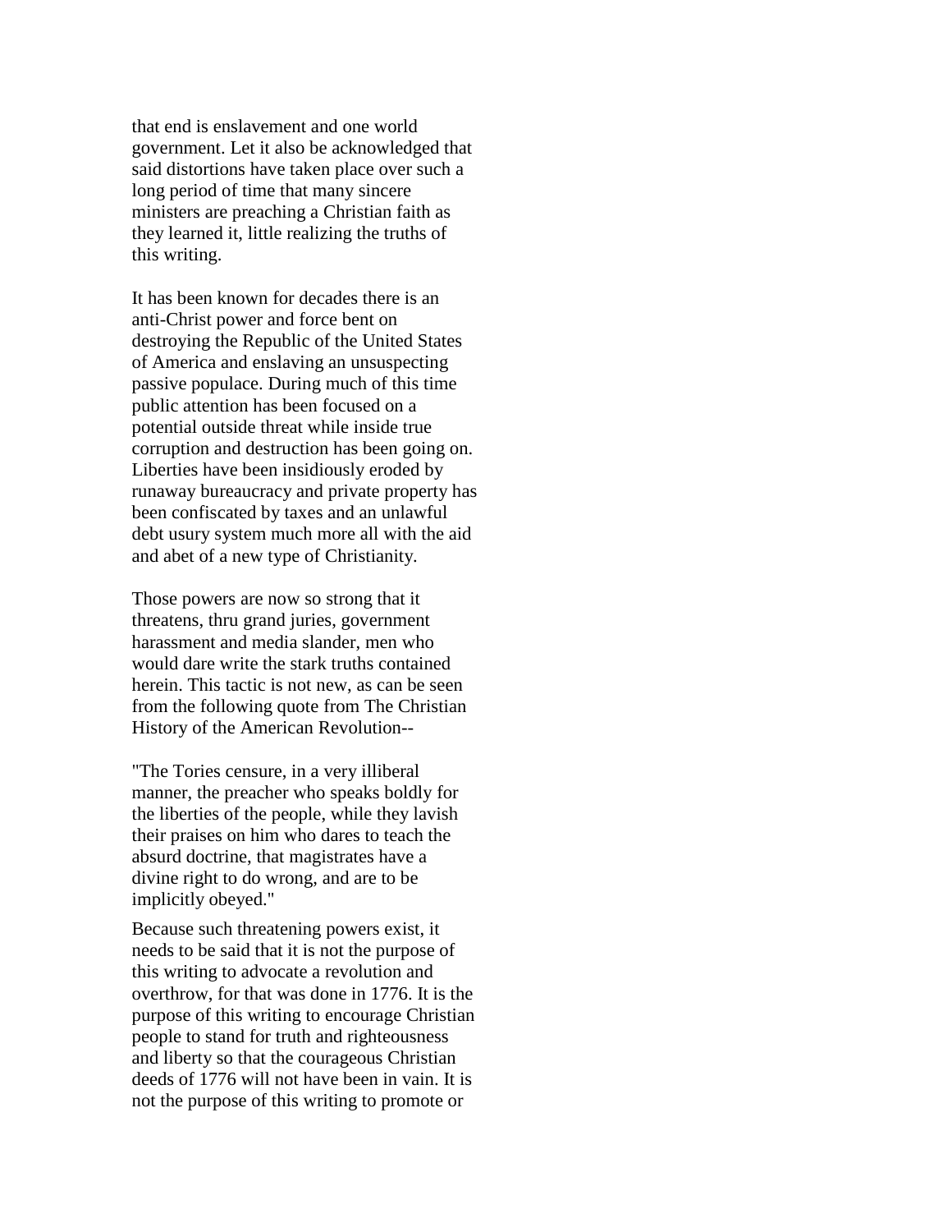that end is enslavement and one world government. Let it also be acknowledged that said distortions have taken place over such a long period of time that many sincere ministers are preaching a Christian faith as they learned it, little realizing the truths of this writing.

It has been known for decades there is an anti-Christ power and force bent on destroying the Republic of the United States of America and enslaving an unsuspecting passive populace. During much of this time public attention has been focused on a potential outside threat while inside true corruption and destruction has been going on. Liberties have been insidiously eroded by runaway bureaucracy and private property has been confiscated by taxes and an unlawful debt usury system much more all with the aid and abet of a new type of Christianity.

Those powers are now so strong that it threatens, thru grand juries, government harassment and media slander, men who would dare write the stark truths contained herein. This tactic is not new, as can be seen from the following quote from The Christian History of the American Revolution--

"The Tories censure, in a very illiberal manner, the preacher who speaks boldly for the liberties of the people, while they lavish their praises on him who dares to teach the absurd doctrine, that magistrates have a divine right to do wrong, and are to be implicitly obeyed."

Because such threatening powers exist, it needs to be said that it is not the purpose of this writing to advocate a revolution and overthrow, for that was done in 1776. It is the purpose of this writing to encourage Christian people to stand for truth and righteousness and liberty so that the courageous Christian deeds of 1776 will not have been in vain. It is not the purpose of this writing to promote or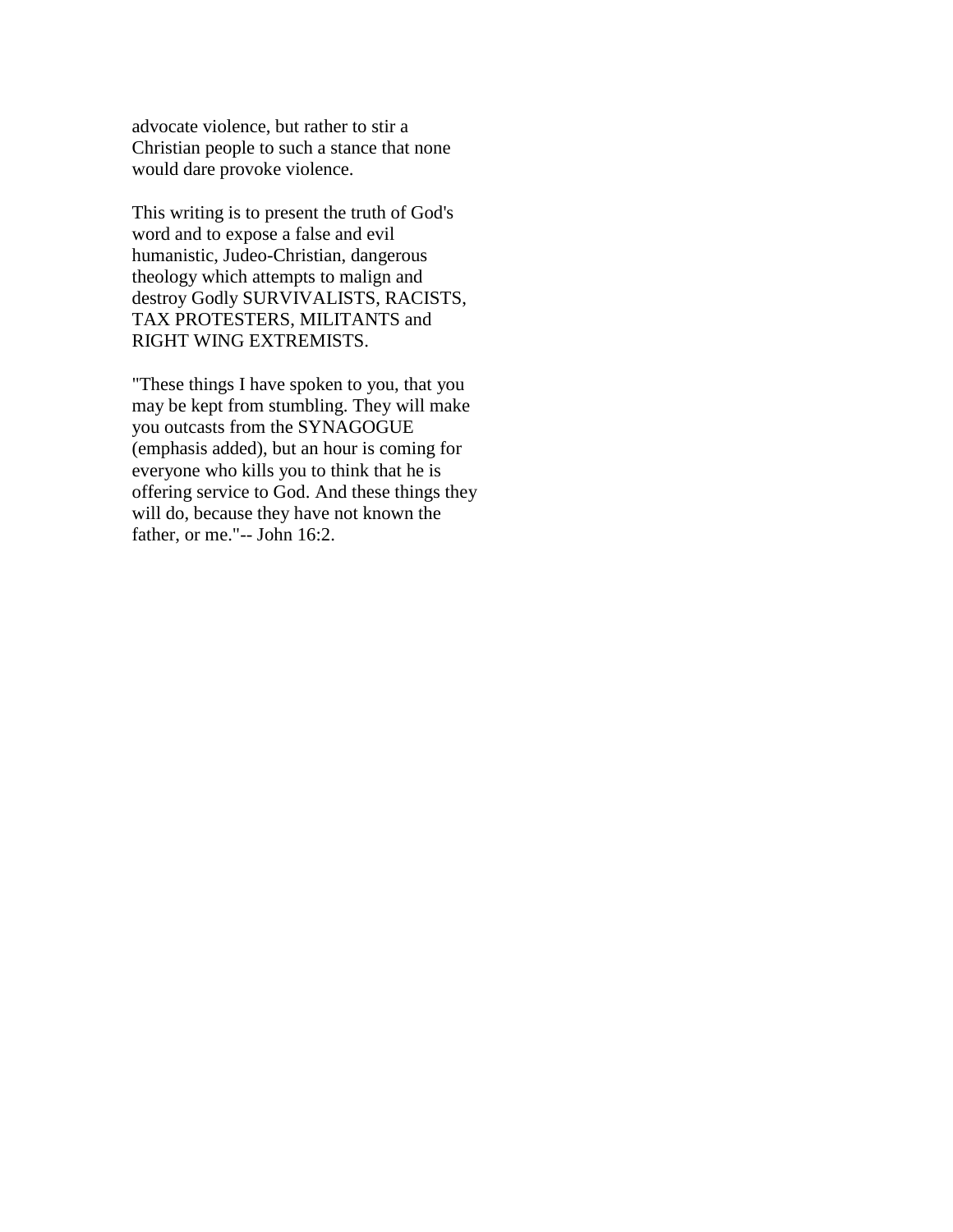advocate violence, but rather to stir a Christian people to such a stance that none would dare provoke violence.

This writing is to present the truth of God's word and to expose a false and evil humanistic, Judeo-Christian, dangerous theology which attempts to malign and destroy Godly SURVIVALISTS, RACISTS, TAX PROTESTERS, MILITANTS and RIGHT WING EXTREMISTS.

"These things I have spoken to you, that you may be kept from stumbling. They will make you outcasts from the SYNAGOGUE (emphasis added), but an hour is coming for everyone who kills you to think that he is offering service to God. And these things they will do, because they have not known the father, or me."-- John 16:2.